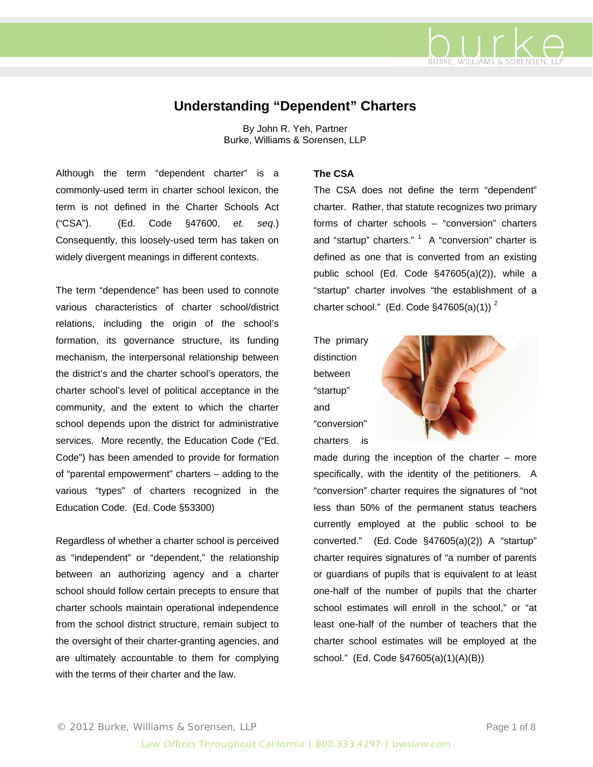# Understanding "Dependent" Charters

By John R. Yeh, Partner
Burke, Williams & Sorensen, LLP

Although the term "dependent charter" is a commonly-used term in charter school lexicon, the term is not defined in the Charter Schools Act ("CSA"). (Ed. Code §47600, *et. seq.*) Consequently, this loosely-used term has taken on widely divergent meanings in different contexts.

The term "dependence" has been used to connote various characteristics of charter school/district relations, including the origin of the school's formation, its governance structure, its funding mechanism, the interpersonal relationship between the district's and the charter school's operators, the charter school's level of political acceptance in the community, and the extent to which the charter school depends upon the district for administrative services. More recently, the Education Code ("Ed. Code") has been amended to provide for formation of "parental empowerment" charters – adding to the various "types" of charters recognized in the Education Code. (Ed. Code §53300)

Regardless of whether a charter school is perceived as "independent" or "dependent," the relationship between an authorizing agency and a charter school should follow certain precepts to ensure that charter schools maintain operational independence from the school district structure, remain subject to the oversight of their charter-granting agencies, and are ultimately accountable to them for complying with the terms of their charter and the law.

**The CSA**

The CSA does not define the term "dependent" charter. Rather, that statute recognizes two primary forms of charter schools – "conversion" charters and "startup" charters." [1] A "conversion" charter is defined as one that is converted from an existing public school (Ed. Code §47605(a)(2)), while a "startup" charter involves "the establishment of a charter school." (Ed. Code §47605(a)(1)) [2]

The primary distinction between "startup" and "conversion" charters is made during the inception of the charter – more specifically, with the identity of the petitioners. A "conversion" charter requires the signatures of "not less than 50% of the permanent status teachers currently employed at the public school to be converted." (Ed. Code §47605(a)(2)) A "startup" charter requires signatures of "a number of parents or guardians of pupils that is equivalent to at least one-half of the number of pupils that the charter school estimates will enroll in the school," or "at least one-half of the number of teachers that the charter school estimates will be employed at the school." (Ed. Code §47605(a)(1)(A)(B))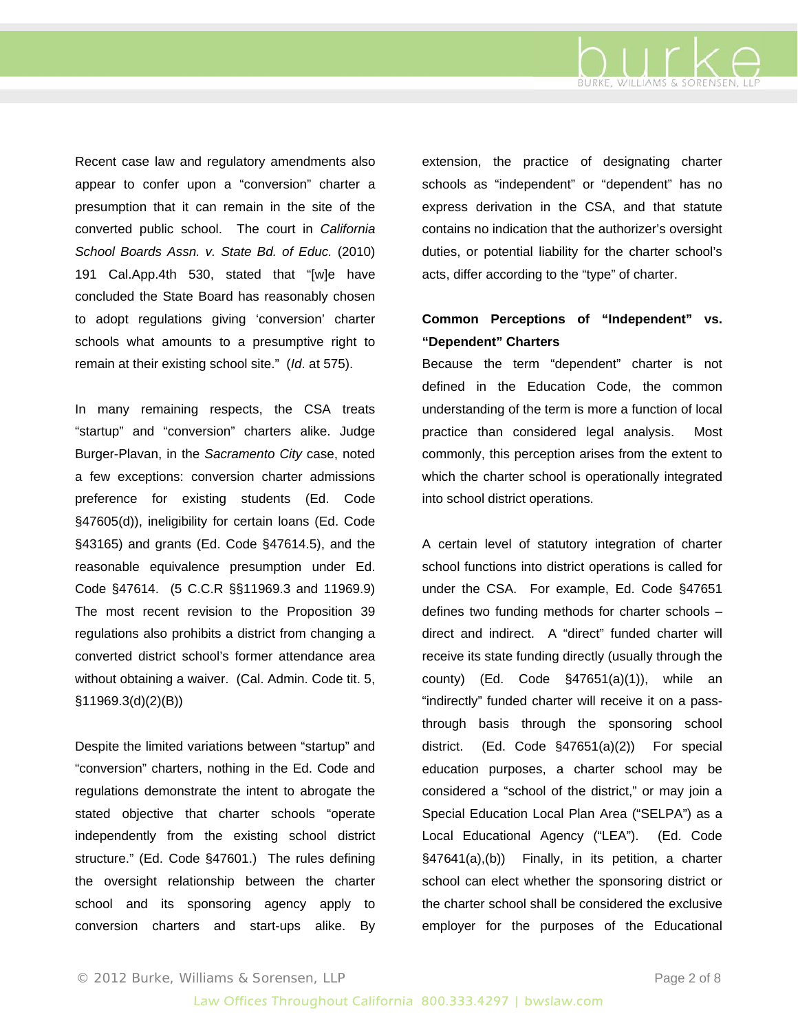Recent case law and regulatory amendments also appear to confer upon a "conversion" charter a presumption that it can remain in the site of the converted public school. The court in *California School Boards Assn. v. State Bd. of Educ.* (2010) 191 Cal.App.4th 530, stated that "[w]e have concluded the State Board has reasonably chosen to adopt regulations giving 'conversion' charter schools what amounts to a presumptive right to remain at their existing school site." (*Id*. at 575).

In many remaining respects, the CSA treats "startup" and "conversion" charters alike. Judge Burger-Plavan, in the *Sacramento City* case, noted a few exceptions: conversion charter admissions preference for existing students (Ed. Code §47605(d)), ineligibility for certain loans (Ed. Code §43165) and grants (Ed. Code §47614.5), and the reasonable equivalence presumption under Ed. Code §47614. (5 C.C.R §§11969.3 and 11969.9) The most recent revision to the Proposition 39 regulations also prohibits a district from changing a converted district school's former attendance area without obtaining a waiver. (Cal. Admin. Code tit. 5, §11969.3(d)(2)(B))

Despite the limited variations between "startup" and "conversion" charters, nothing in the Ed. Code and regulations demonstrate the intent to abrogate the stated objective that charter schools "operate independently from the existing school district structure." (Ed. Code §47601.) The rules defining the oversight relationship between the charter school and its sponsoring agency apply to conversion charters and start-ups alike. By extension, the practice of designating charter schools as "independent" or "dependent" has no express derivation in the CSA, and that statute contains no indication that the authorizer's oversight duties, or potential liability for the charter school's acts, differ according to the "type" of charter.

**Common Perceptions of "Independent" vs. "Dependent" Charters**

Because the term "dependent" charter is not defined in the Education Code, the common understanding of the term is more a function of local practice than considered legal analysis. Most commonly, this perception arises from the extent to which the charter school is operationally integrated into school district operations.

A certain level of statutory integration of charter school functions into district operations is called for under the CSA. For example, Ed. Code §47651 defines two funding methods for charter schools – direct and indirect. A "direct" funded charter will receive its state funding directly (usually through the county) (Ed. Code §47651(a)(1)), while an "indirectly" funded charter will receive it on a pass-through basis through the sponsoring school district. (Ed. Code §47651(a)(2)) For special education purposes, a charter school may be considered a "school of the district," or may join a Special Education Local Plan Area ("SELPA") as a Local Educational Agency ("LEA"). (Ed. Code §47641(a),(b)) Finally, in its petition, a charter school can elect whether the sponsoring district or the charter school shall be considered the exclusive employer for the purposes of the Educational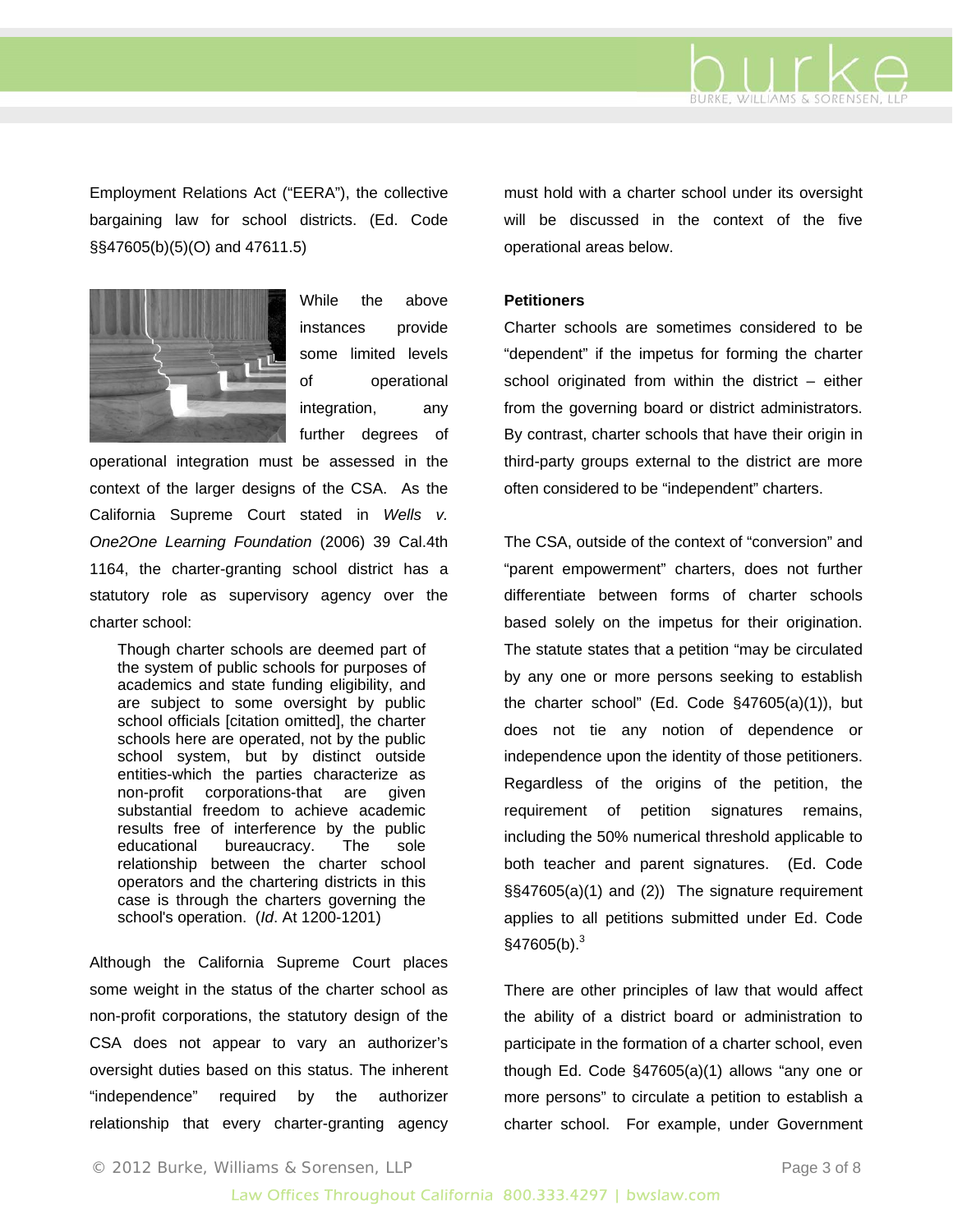Employment Relations Act ("EERA"), the collective bargaining law for school districts. (Ed. Code §§47605(b)(5)(O) and 47611.5)

While the above instances provide some limited levels of operational integration, any further degrees of operational integration must be assessed in the context of the larger designs of the CSA. As the California Supreme Court stated in *Wells v. One2One Learning Foundation* (2006) 39 Cal.4th 1164, the charter-granting school district has a statutory role as supervisory agency over the charter school:

> Though charter schools are deemed part of the system of public schools for purposes of academics and state funding eligibility, and are subject to some oversight by public school officials [citation omitted], the charter schools here are operated, not by the public school system, but by distinct outside entities-which the parties characterize as non-profit corporations-that are given substantial freedom to achieve academic results free of interference by the public educational bureaucracy. The sole relationship between the charter school operators and the chartering districts in this case is through the charters governing the school's operation. (*Id*. At 1200-1201)

Although the California Supreme Court places some weight in the status of the charter school as non-profit corporations, the statutory design of the CSA does not appear to vary an authorizer's oversight duties based on this status. The inherent "independence" required by the authorizer relationship that every charter-granting agency must hold with a charter school under its oversight will be discussed in the context of the five operational areas below.

**Petitioners**

Charter schools are sometimes considered to be "dependent" if the impetus for forming the charter school originated from within the district – either from the governing board or district administrators. By contrast, charter schools that have their origin in third-party groups external to the district are more often considered to be "independent" charters.

The CSA, outside of the context of "conversion" and "parent empowerment" charters, does not further differentiate between forms of charter schools based solely on the impetus for their origination. The statute states that a petition "may be circulated by any one or more persons seeking to establish the charter school" (Ed. Code §47605(a)(1)), but does not tie any notion of dependence or independence upon the identity of those petitioners. Regardless of the origins of the petition, the requirement of petition signatures remains, including the 50% numerical threshold applicable to both teacher and parent signatures. (Ed. Code §§47605(a)(1) and (2)) The signature requirement applies to all petitions submitted under Ed. Code §47605(b).[3]

There are other principles of law that would affect the ability of a district board or administration to participate in the formation of a charter school, even though Ed. Code §47605(a)(1) allows "any one or more persons" to circulate a petition to establish a charter school. For example, under Government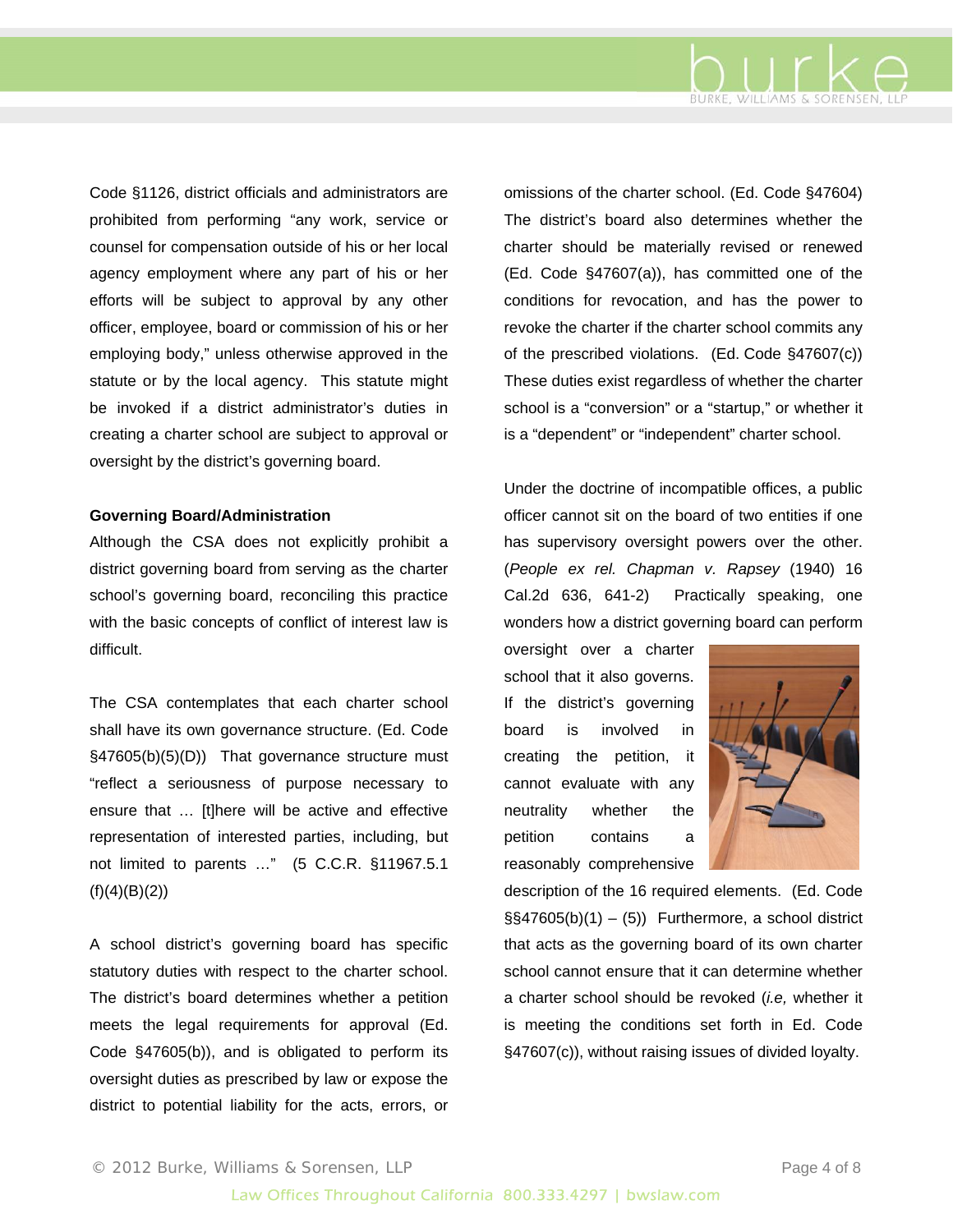Code §1126, district officials and administrators are prohibited from performing "any work, service or counsel for compensation outside of his or her local agency employment where any part of his or her efforts will be subject to approval by any other officer, employee, board or commission of his or her employing body," unless otherwise approved in the statute or by the local agency. This statute might be invoked if a district administrator's duties in creating a charter school are subject to approval or oversight by the district's governing board.

**Governing Board/Administration**

Although the CSA does not explicitly prohibit a district governing board from serving as the charter school's governing board, reconciling this practice with the basic concepts of conflict of interest law is difficult.

The CSA contemplates that each charter school shall have its own governance structure. (Ed. Code §47605(b)(5)(D)) That governance structure must "reflect a seriousness of purpose necessary to ensure that … [t]here will be active and effective representation of interested parties, including, but not limited to parents …" (5 C.C.R. §11967.5.1 (f)(4)(B)(2))

A school district's governing board has specific statutory duties with respect to the charter school. The district's board determines whether a petition meets the legal requirements for approval (Ed. Code §47605(b)), and is obligated to perform its oversight duties as prescribed by law or expose the district to potential liability for the acts, errors, or omissions of the charter school. (Ed. Code §47604) The district's board also determines whether the charter should be materially revised or renewed (Ed. Code §47607(a)), has committed one of the conditions for revocation, and has the power to revoke the charter if the charter school commits any of the prescribed violations. (Ed. Code §47607(c)) These duties exist regardless of whether the charter school is a "conversion" or a "startup," or whether it is a "dependent" or "independent" charter school.

Under the doctrine of incompatible offices, a public officer cannot sit on the board of two entities if one has supervisory oversight powers over the other. (*People ex rel. Chapman v. Rapsey* (1940) 16 Cal.2d 636, 641-2) Practically speaking, one wonders how a district governing board can perform oversight over a charter school that it also governs. If the district's governing board is involved in creating the petition, it cannot evaluate with any neutrality whether the petition contains a reasonably comprehensive description of the 16 required elements. (Ed. Code §§47605(b)(1) – (5)) Furthermore, a school district that acts as the governing board of its own charter school cannot ensure that it can determine whether a charter school should be revoked (*i.e,* whether it is meeting the conditions set forth in Ed. Code §47607(c)), without raising issues of divided loyalty.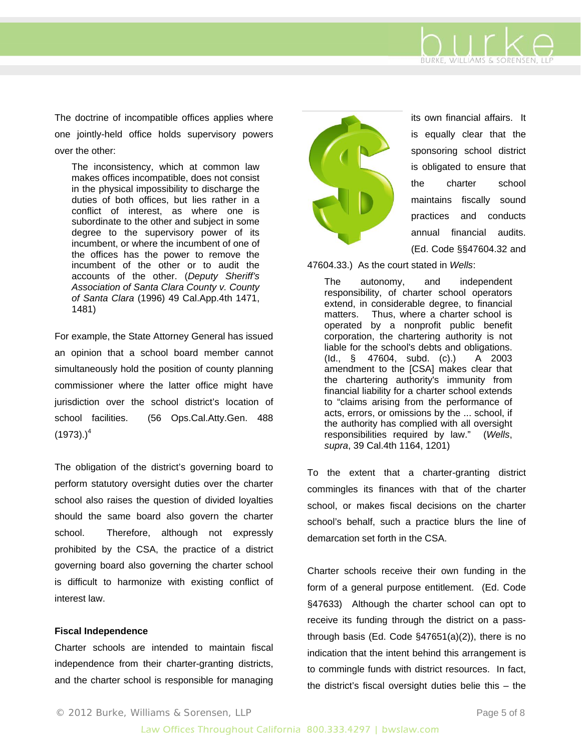The doctrine of incompatible offices applies where one jointly-held office holds supervisory powers over the other:

> The inconsistency, which at common law makes offices incompatible, does not consist in the physical impossibility to discharge the duties of both offices, but lies rather in a conflict of interest, as where one is subordinate to the other and subject in some degree to the supervisory power of its incumbent, or where the incumbent of one of the offices has the power to remove the incumbent of the other or to audit the accounts of the other. (*Deputy Sheriff's Association of Santa Clara County v. County of Santa Clara* (1996) 49 Cal.App.4th 1471, 1481)

For example, the State Attorney General has issued an opinion that a school board member cannot simultaneously hold the position of county planning commissioner where the latter office might have jurisdiction over the school district's location of school facilities. (56 Ops.Cal.Atty.Gen. 488 (1973).)[4]

The obligation of the district's governing board to perform statutory oversight duties over the charter school also raises the question of divided loyalties should the same board also govern the charter school. Therefore, although not expressly prohibited by the CSA, the practice of a district governing board also governing the charter school is difficult to harmonize with existing conflict of interest law.

**Fiscal Independence**

Charter schools are intended to maintain fiscal independence from their charter-granting districts, and the charter school is responsible for managing its own financial affairs. It is equally clear that the sponsoring school district is obligated to ensure that the charter school maintains fiscally sound practices and conducts annual financial audits. (Ed. Code §§47604.32 and 47604.33.) As the court stated in *Wells*:

> The autonomy, and independent responsibility, of charter school operators extend, in considerable degree, to financial matters. Thus, where a charter school is operated by a nonprofit public benefit corporation, the chartering authority is not liable for the school's debts and obligations. (Id., § 47604, subd. (c).) A 2003 amendment to the [CSA] makes clear that the chartering authority's immunity from financial liability for a charter school extends to "claims arising from the performance of acts, errors, or omissions by the ... school, if the authority has complied with all oversight responsibilities required by law." (*Wells*, *supra*, 39 Cal.4th 1164, 1201)

To the extent that a charter-granting district commingles its finances with that of the charter school, or makes fiscal decisions on the charter school's behalf, such a practice blurs the line of demarcation set forth in the CSA.

Charter schools receive their own funding in the form of a general purpose entitlement. (Ed. Code §47633) Although the charter school can opt to receive its funding through the district on a pass-through basis (Ed. Code §47651(a)(2)), there is no indication that the intent behind this arrangement is to commingle funds with district resources. In fact, the district's fiscal oversight duties belie this – the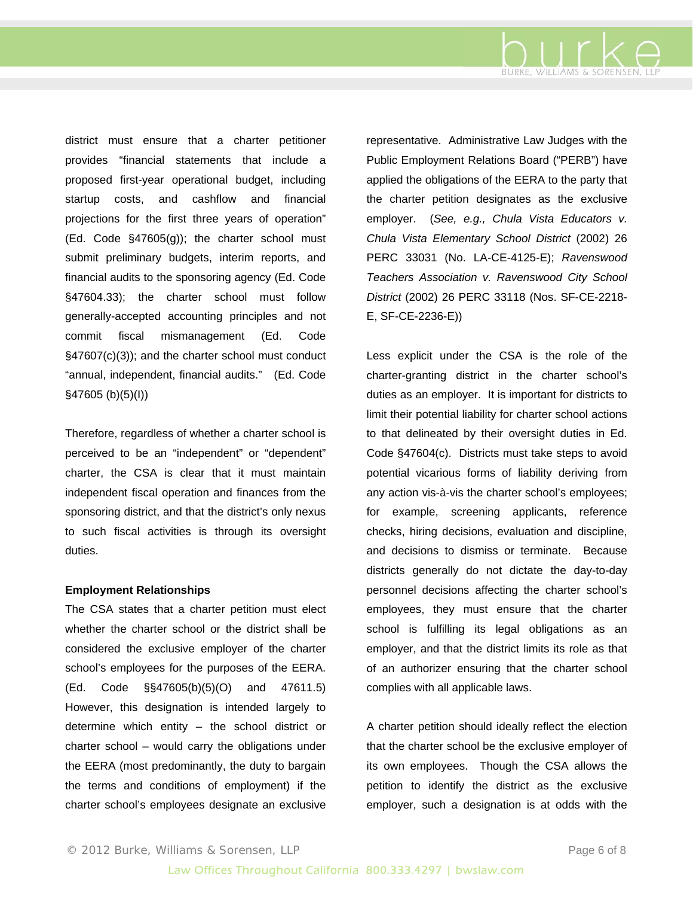district must ensure that a charter petitioner provides "financial statements that include a proposed first-year operational budget, including startup costs, and cashflow and financial projections for the first three years of operation" (Ed. Code §47605(g)); the charter school must submit preliminary budgets, interim reports, and financial audits to the sponsoring agency (Ed. Code §47604.33); the charter school must follow generally-accepted accounting principles and not commit fiscal mismanagement (Ed. Code §47607(c)(3)); and the charter school must conduct "annual, independent, financial audits." (Ed. Code §47605 (b)(5)(I))

Therefore, regardless of whether a charter school is perceived to be an "independent" or "dependent" charter, the CSA is clear that it must maintain independent fiscal operation and finances from the sponsoring district, and that the district's only nexus to such fiscal activities is through its oversight duties.

**Employment Relationships**

The CSA states that a charter petition must elect whether the charter school or the district shall be considered the exclusive employer of the charter school's employees for the purposes of the EERA. (Ed. Code §§47605(b)(5)(O) and 47611.5) However, this designation is intended largely to determine which entity – the school district or charter school – would carry the obligations under the EERA (most predominantly, the duty to bargain the terms and conditions of employment) if the charter school's employees designate an exclusive representative. Administrative Law Judges with the Public Employment Relations Board ("PERB") have applied the obligations of the EERA to the party that the charter petition designates as the exclusive employer. (*See, e.g., Chula Vista Educators v. Chula Vista Elementary School District* (2002) 26 PERC 33031 (No. LA-CE-4125-E); *Ravenswood Teachers Association v. Ravenswood City School District* (2002) 26 PERC 33118 (Nos. SF-CE-2218-E, SF-CE-2236-E))

Less explicit under the CSA is the role of the charter-granting district in the charter school's duties as an employer. It is important for districts to limit their potential liability for charter school actions to that delineated by their oversight duties in Ed. Code §47604(c). Districts must take steps to avoid potential vicarious forms of liability deriving from any action vis-à-vis the charter school's employees; for example, screening applicants, reference checks, hiring decisions, evaluation and discipline, and decisions to dismiss or terminate. Because districts generally do not dictate the day-to-day personnel decisions affecting the charter school's employees, they must ensure that the charter school is fulfilling its legal obligations as an employer, and that the district limits its role as that of an authorizer ensuring that the charter school complies with all applicable laws.

A charter petition should ideally reflect the election that the charter school be the exclusive employer of its own employees. Though the CSA allows the petition to identify the district as the exclusive employer, such a designation is at odds with the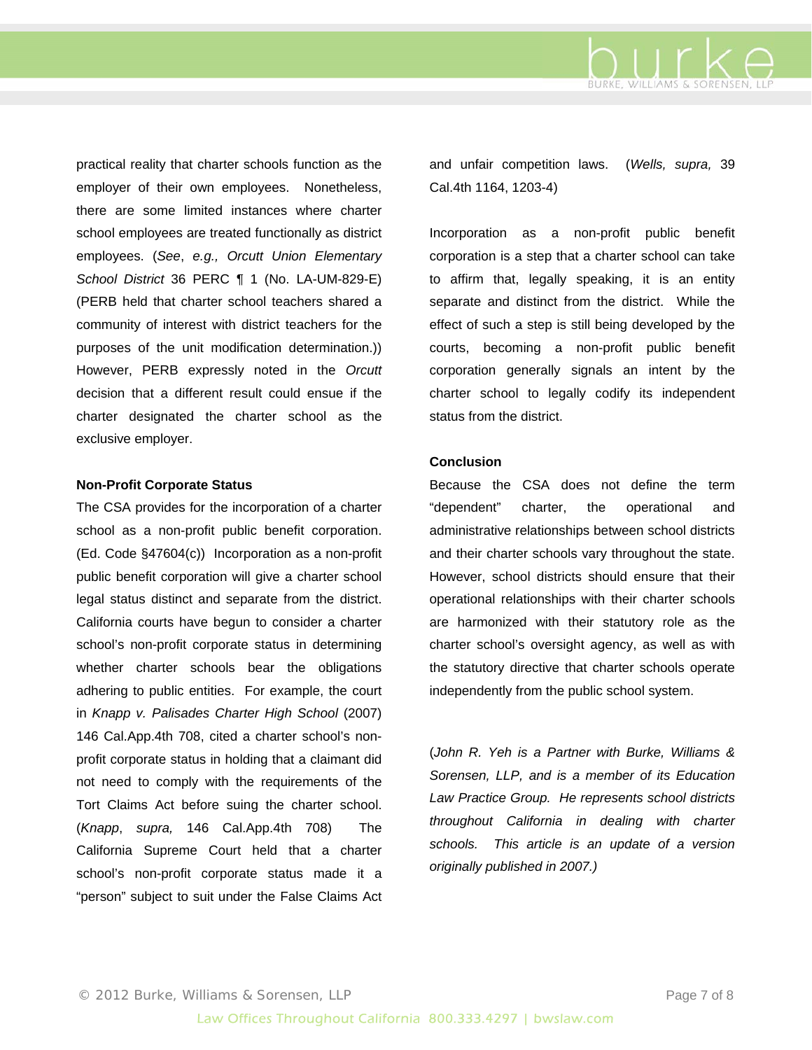practical reality that charter schools function as the employer of their own employees. Nonetheless, there are some limited instances where charter school employees are treated functionally as district employees. (*See*, *e.g., Orcutt Union Elementary School District* 36 PERC ¶ 1 (No. LA-UM-829-E) (PERB held that charter school teachers shared a community of interest with district teachers for the purposes of the unit modification determination.)) However, PERB expressly noted in the *Orcutt* decision that a different result could ensue if the charter designated the charter school as the exclusive employer.

**Non-Profit Corporate Status**

The CSA provides for the incorporation of a charter school as a non-profit public benefit corporation. (Ed. Code §47604(c)) Incorporation as a non-profit public benefit corporation will give a charter school legal status distinct and separate from the district. California courts have begun to consider a charter school's non-profit corporate status in determining whether charter schools bear the obligations adhering to public entities. For example, the court in *Knapp v. Palisades Charter High School* (2007) 146 Cal.App.4th 708, cited a charter school's non-profit corporate status in holding that a claimant did not need to comply with the requirements of the Tort Claims Act before suing the charter school. (*Knapp*, *supra,* 146 Cal.App.4th 708) The California Supreme Court held that a charter school's non-profit corporate status made it a "person" subject to suit under the False Claims Act and unfair competition laws. (*Wells, supra,* 39 Cal.4th 1164, 1203-4)

Incorporation as a non-profit public benefit corporation is a step that a charter school can take to affirm that, legally speaking, it is an entity separate and distinct from the district. While the effect of such a step is still being developed by the courts, becoming a non-profit public benefit corporation generally signals an intent by the charter school to legally codify its independent status from the district.

**Conclusion**

Because the CSA does not define the term "dependent" charter, the operational and administrative relationships between school districts and their charter schools vary throughout the state. However, school districts should ensure that their operational relationships with their charter schools are harmonized with their statutory role as the charter school's oversight agency, as well as with the statutory directive that charter schools operate independently from the public school system.

*(John R. Yeh is a Partner with Burke, Williams & Sorensen, LLP, and is a member of its Education Law Practice Group. He represents school districts throughout California in dealing with charter schools. This article is an update of a version originally published in 2007.)*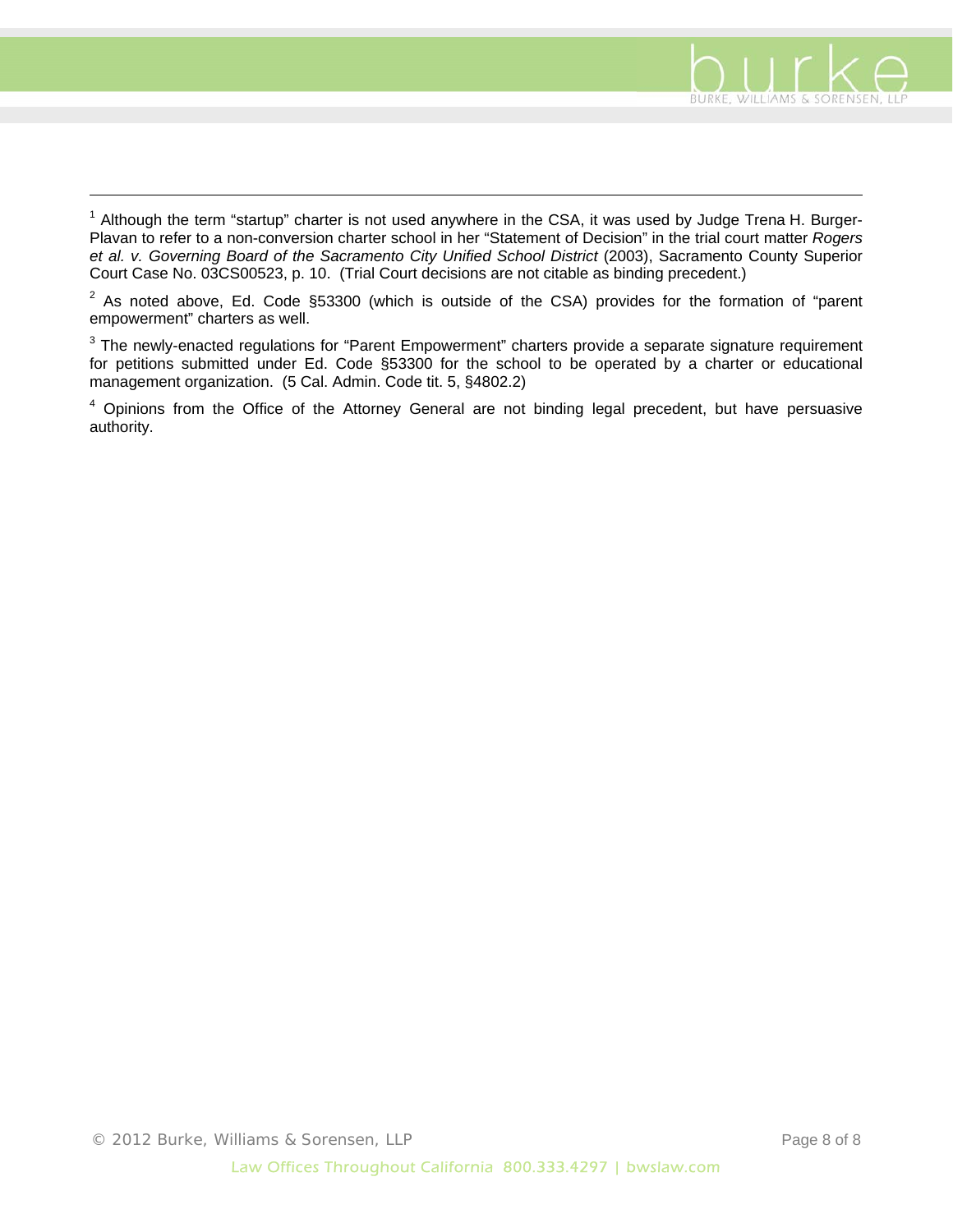[1] Although the term "startup" charter is not used anywhere in the CSA, it was used by Judge Trena H. Burger-Plavan to refer to a non-conversion charter school in her "Statement of Decision" in the trial court matter *Rogers et al. v. Governing Board of the Sacramento City Unified School District* (2003), Sacramento County Superior Court Case No. 03CS00523, p. 10. (Trial Court decisions are not citable as binding precedent.)

[2] As noted above, Ed. Code §53300 (which is outside of the CSA) provides for the formation of "parent empowerment" charters as well.

[3] The newly-enacted regulations for "Parent Empowerment" charters provide a separate signature requirement for petitions submitted under Ed. Code §53300 for the school to be operated by a charter or educational management organization. (5 Cal. Admin. Code tit. 5, §4802.2)

[4] Opinions from the Office of the Attorney General are not binding legal precedent, but have persuasive authority.